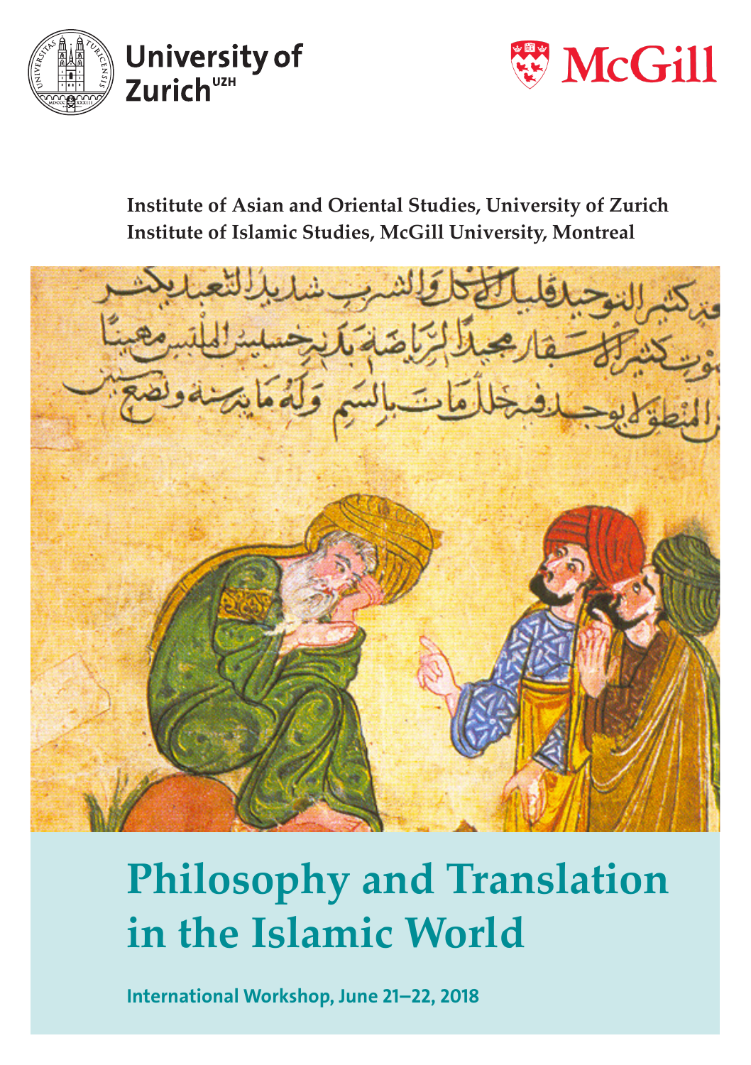University of Zurich[UZH]

McGill

**Institute of Asian and Oriental Studies, University of Zurich**
**Institute of Islamic Studies, McGill University, Montreal**

# Philosophy and Translation in the Islamic World

**International Workshop, June 21–22, 2018**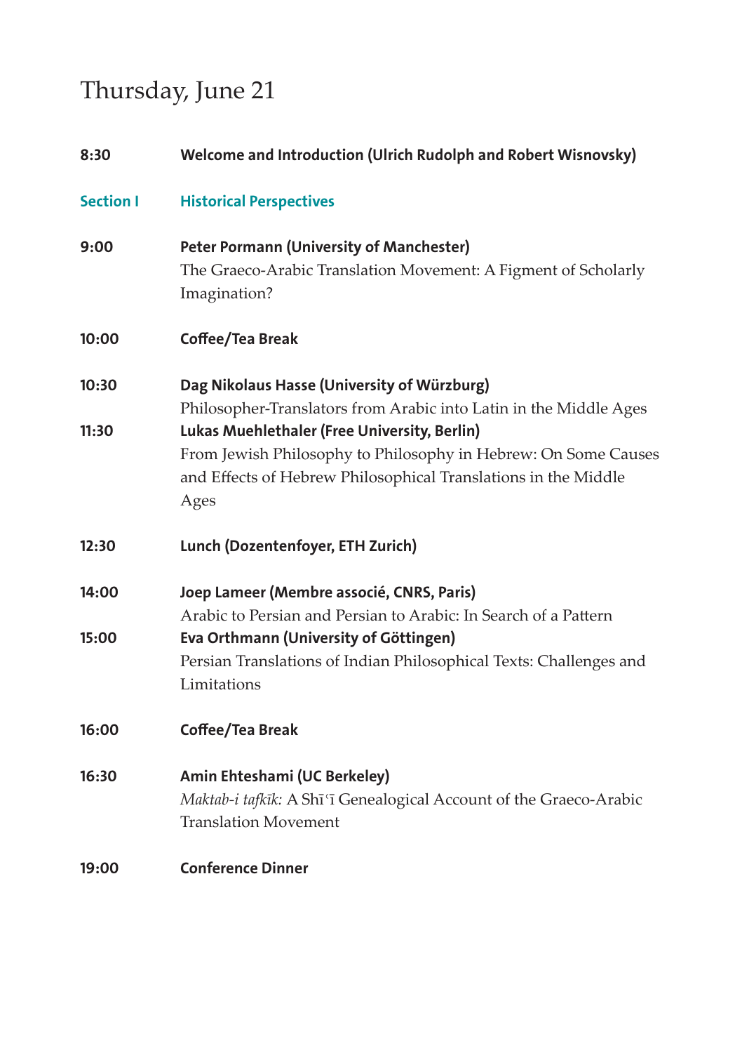# Thursday, June 21

**8:30** **Welcome and Introduction (Ulrich Rudolph and Robert Wisnovsky)**

## Section I Historical Perspectives

**9:00** **Peter Pormann (University of Manchester)**
The Graeco-Arabic Translation Movement: A Figment of Scholarly Imagination?

**10:00** **Coffee/Tea Break**

**10:30** **Dag Nikolaus Hasse (University of Würzburg)**
Philosopher-Translators from Arabic into Latin in the Middle Ages

**11:30** **Lukas Muehlethaler (Free University, Berlin)**
From Jewish Philosophy to Philosophy in Hebrew: On Some Causes and Effects of Hebrew Philosophical Translations in the Middle Ages

**12:30** **Lunch (Dozentenfoyer, ETH Zurich)**

**14:00** **Joep Lameer (Membre associé, CNRS, Paris)**
Arabic to Persian and Persian to Arabic: In Search of a Pattern

**15:00** **Eva Orthmann (University of Göttingen)**
Persian Translations of Indian Philosophical Texts: Challenges and Limitations

**16:00** **Coffee/Tea Break**

**16:30** **Amin Ehteshami (UC Berkeley)**
*Maktab-i tafkīk:* A Shīʿī Genealogical Account of the Graeco-Arabic Translation Movement

**19:00** **Conference Dinner**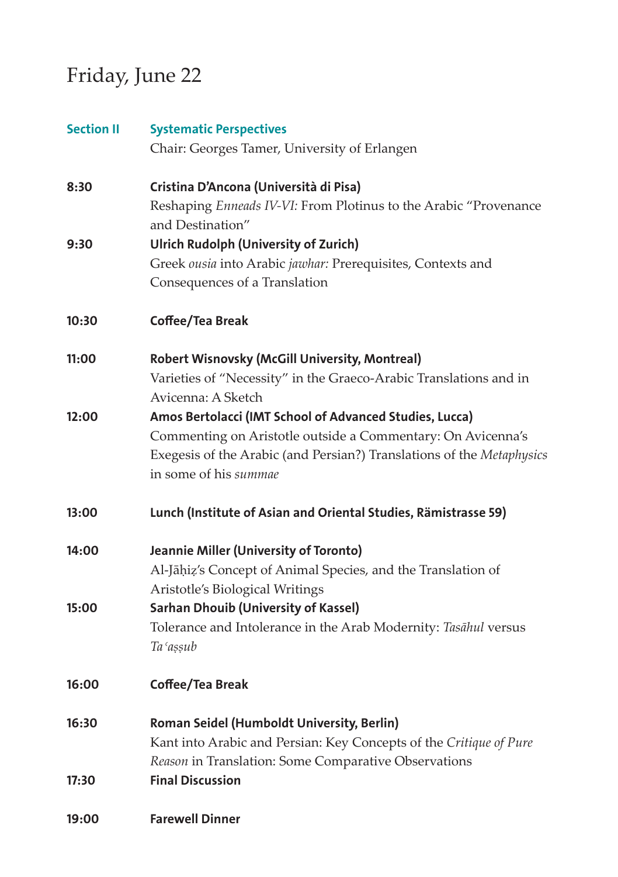# Friday, June 22

**Section II** — **Systematic Perspectives**
Chair: Georges Tamer, University of Erlangen

**8:30** — **Cristina D'Ancona (Università di Pisa)**
Reshaping *Enneads IV-VI:* From Plotinus to the Arabic "Provenance and Destination"

**9:30** — **Ulrich Rudolph (University of Zurich)**
Greek *ousia* into Arabic *jawhar:* Prerequisites, Contexts and Consequences of a Translation

**10:30** — **Coffee/Tea Break**

**11:00** — **Robert Wisnovsky (McGill University, Montreal)**
Varieties of "Necessity" in the Graeco-Arabic Translations and in Avicenna: A Sketch

**12:00** — **Amos Bertolacci (IMT School of Advanced Studies, Lucca)**
Commenting on Aristotle outside a Commentary: On Avicenna's Exegesis of the Arabic (and Persian?) Translations of the *Metaphysics* in some of his *summae*

**13:00** — **Lunch (Institute of Asian and Oriental Studies, Rämistrasse 59)**

**14:00** — **Jeannie Miller (University of Toronto)**
Al-Jāḥiẓ's Concept of Animal Species, and the Translation of Aristotle's Biological Writings

**15:00** — **Sarhan Dhouib (University of Kassel)**
Tolerance and Intolerance in the Arab Modernity: *Tasāhul* versus *Taʿaṣṣub*

**16:00** — **Coffee/Tea Break**

**16:30** — **Roman Seidel (Humboldt University, Berlin)**
Kant into Arabic and Persian: Key Concepts of the *Critique of Pure Reason* in Translation: Some Comparative Observations

**17:30** — **Final Discussion**

**19:00** — **Farewell Dinner**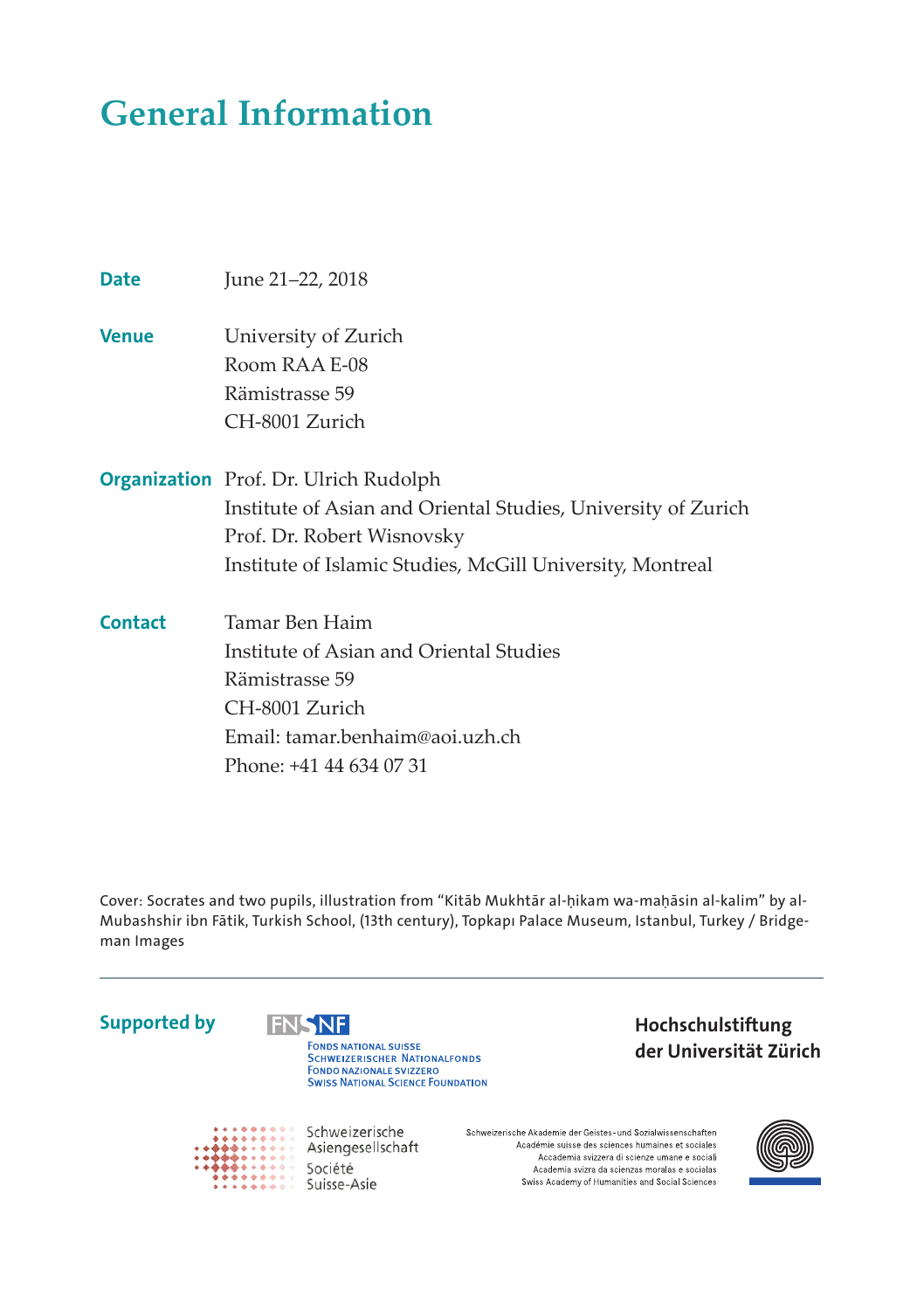# General Information

**Date** June 21–22, 2018

**Venue** University of Zurich
Room RAA E-08
Rämistrasse 59
CH-8001 Zurich

**Organization** Prof. Dr. Ulrich Rudolph
Institute of Asian and Oriental Studies, University of Zurich
Prof. Dr. Robert Wisnovsky
Institute of Islamic Studies, McGill University, Montreal

**Contact** Tamar Ben Haim
Institute of Asian and Oriental Studies
Rämistrasse 59
CH-8001 Zurich
Email: tamar.benhaim@aoi.uzh.ch
Phone: +41 44 634 07 31

Cover: Socrates and two pupils, illustration from "Kitāb Mukhtār al-ḥikam wa-maḥāsin al-kalim" by al-Mubashshir ibn Fātik, Turkish School, (13th century), Topkapı Palace Museum, Istanbul, Turkey / Bridgeman Images

---

**Supported by**

FNSNF
Fonds national suisse
Schweizerischer Nationalfonds
Fondo nazionale svizzero
Swiss National Science Foundation

Hochschulstiftung der Universität Zürich

Schweizerische Asiengesellschaft
Société Suisse-Asie

Schweizerische Akademie der Geistes- und Sozialwissenschaften
Académie suisse des sciences humaines et sociales
Accademia svizzera di scienze umane e sociali
Academia svizra da scienzas moralas e socialas
Swiss Academy of Humanities and Social Sciences